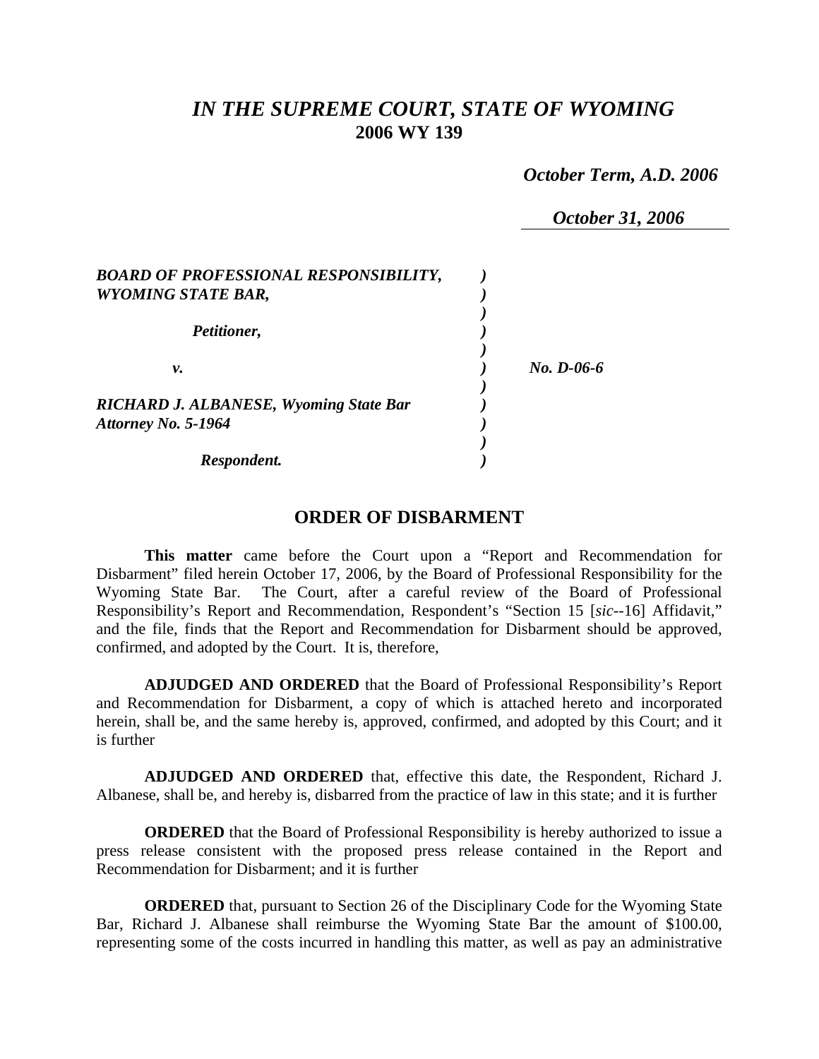# *IN THE SUPREME COURT, STATE OF WYOMING*
## 2006 WY 139

*October Term, A.D. 2006*

*October 31, 2006*

| | | |
|---|---|---|
| ***BOARD OF PROFESSIONAL RESPONSIBILITY, WYOMING STATE BAR,*** | ) | |
| ***Petitioner,*** | ) | |
| ***v.*** | ) | ***No. D-06-6*** |
| ***RICHARD J. ALBANESE, Wyoming State Bar Attorney No. 5-1964*** | ) | |
| ***Respondent.*** | ) | |

## ORDER OF DISBARMENT

**This matter** came before the Court upon a "Report and Recommendation for Disbarment" filed herein October 17, 2006, by the Board of Professional Responsibility for the Wyoming State Bar. The Court, after a careful review of the Board of Professional Responsibility's Report and Recommendation, Respondent's "Section 15 [*sic*--16] Affidavit," and the file, finds that the Report and Recommendation for Disbarment should be approved, confirmed, and adopted by the Court. It is, therefore,

**ADJUDGED AND ORDERED** that the Board of Professional Responsibility's Report and Recommendation for Disbarment, a copy of which is attached hereto and incorporated herein, shall be, and the same hereby is, approved, confirmed, and adopted by this Court; and it is further

**ADJUDGED AND ORDERED** that, effective this date, the Respondent, Richard J. Albanese, shall be, and hereby is, disbarred from the practice of law in this state; and it is further

**ORDERED** that the Board of Professional Responsibility is hereby authorized to issue a press release consistent with the proposed press release contained in the Report and Recommendation for Disbarment; and it is further

**ORDERED** that, pursuant to Section 26 of the Disciplinary Code for the Wyoming State Bar, Richard J. Albanese shall reimburse the Wyoming State Bar the amount of $100.00, representing some of the costs incurred in handling this matter, as well as pay an administrative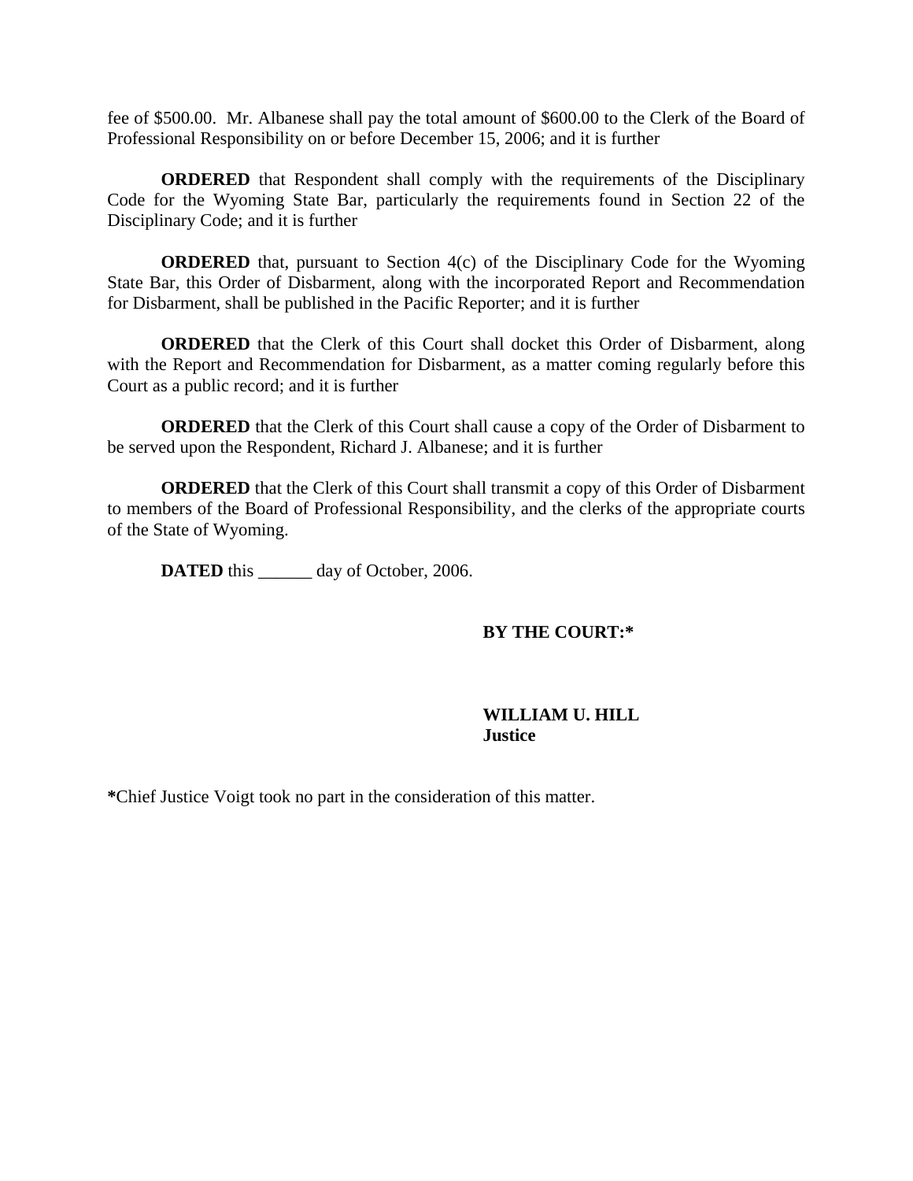fee of $500.00. Mr. Albanese shall pay the total amount of $600.00 to the Clerk of the Board of Professional Responsibility on or before December 15, 2006; and it is further

**ORDERED** that Respondent shall comply with the requirements of the Disciplinary Code for the Wyoming State Bar, particularly the requirements found in Section 22 of the Disciplinary Code; and it is further

**ORDERED** that, pursuant to Section 4(c) of the Disciplinary Code for the Wyoming State Bar, this Order of Disbarment, along with the incorporated Report and Recommendation for Disbarment, shall be published in the Pacific Reporter; and it is further

**ORDERED** that the Clerk of this Court shall docket this Order of Disbarment, along with the Report and Recommendation for Disbarment, as a matter coming regularly before this Court as a public record; and it is further

**ORDERED** that the Clerk of this Court shall cause a copy of the Order of Disbarment to be served upon the Respondent, Richard J. Albanese; and it is further

**ORDERED** that the Clerk of this Court shall transmit a copy of this Order of Disbarment to members of the Board of Professional Responsibility, and the clerks of the appropriate courts of the State of Wyoming.

**DATED** this ______ day of October, 2006.

**BY THE COURT:***

**WILLIAM U. HILL**
**Justice**

***Chief Justice Voigt took no part in the consideration of this matter.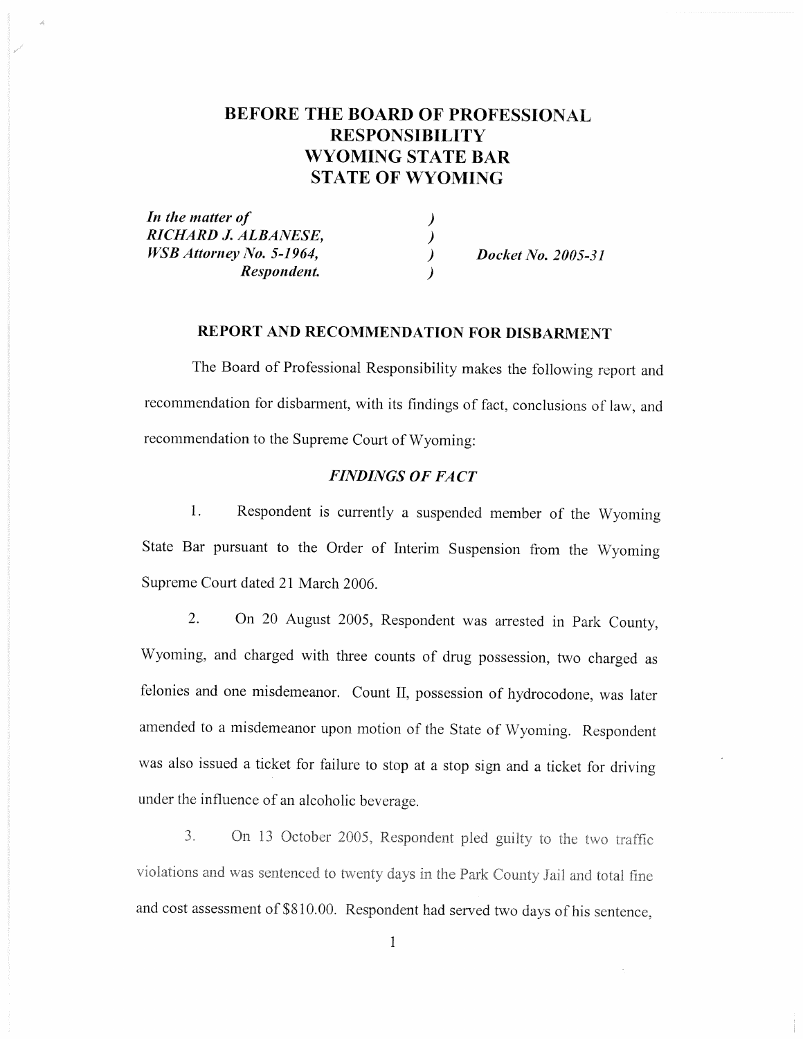# BEFORE THE BOARD OF PROFESSIONAL RESPONSIBILITY WYOMING STATE BAR STATE OF WYOMING

| | | |
|---|---|---|
| *In the matter of* | ) | |
| *RICHARD J. ALBANESE,* | ) | |
| *WSB Attorney No. 5-1964,* | ) | *Docket No. 2005-31* |
| *Respondent.* | ) | |

## REPORT AND RECOMMENDATION FOR DISBARMENT

The Board of Professional Responsibility makes the following report and recommendation for disbarment, with its findings of fact, conclusions of law, and recommendation to the Supreme Court of Wyoming:

### *FINDINGS OF FACT*

1. Respondent is currently a suspended member of the Wyoming State Bar pursuant to the Order of Interim Suspension from the Wyoming Supreme Court dated 21 March 2006.

2. On 20 August 2005, Respondent was arrested in Park County, Wyoming, and charged with three counts of drug possession, two charged as felonies and one misdemeanor. Count II, possession of hydrocodone, was later amended to a misdemeanor upon motion of the State of Wyoming. Respondent was also issued a ticket for failure to stop at a stop sign and a ticket for driving under the influence of an alcoholic beverage.

3. On 13 October 2005, Respondent pled guilty to the two traffic violations and was sentenced to twenty days in the Park County Jail and total fine and cost assessment of $810.00. Respondent had served two days of his sentence,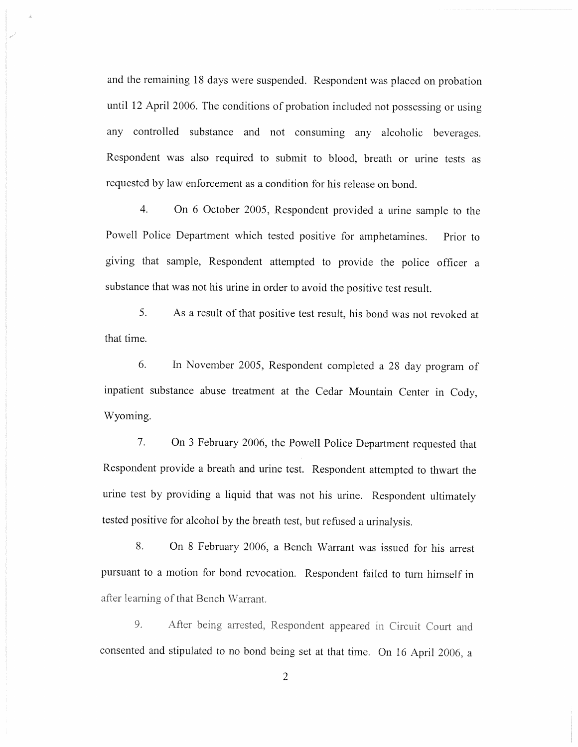and the remaining 18 days were suspended. Respondent was placed on probation until 12 April 2006. The conditions of probation included not possessing or using any controlled substance and not consuming any alcoholic beverages. Respondent was also required to submit to blood, breath or urine tests as requested by law enforcement as a condition for his release on bond.

4. On 6 October 2005, Respondent provided a urine sample to the Powell Police Department which tested positive for amphetamines. Prior to giving that sample, Respondent attempted to provide the police officer a substance that was not his urine in order to avoid the positive test result.

5. As a result of that positive test result, his bond was not revoked at that time.

6. In November 2005, Respondent completed a 28 day program of inpatient substance abuse treatment at the Cedar Mountain Center in Cody, Wyoming.

7. On 3 February 2006, the Powell Police Department requested that Respondent provide a breath and urine test. Respondent attempted to thwart the urine test by providing a liquid that was not his urine. Respondent ultimately tested positive for alcohol by the breath test, but refused a urinalysis.

8. On 8 February 2006, a Bench Warrant was issued for his arrest pursuant to a motion for bond revocation. Respondent failed to turn himself in after learning of that Bench Warrant.

9. After being arrested, Respondent appeared in Circuit Court and consented and stipulated to no bond being set at that time. On 16 April 2006, a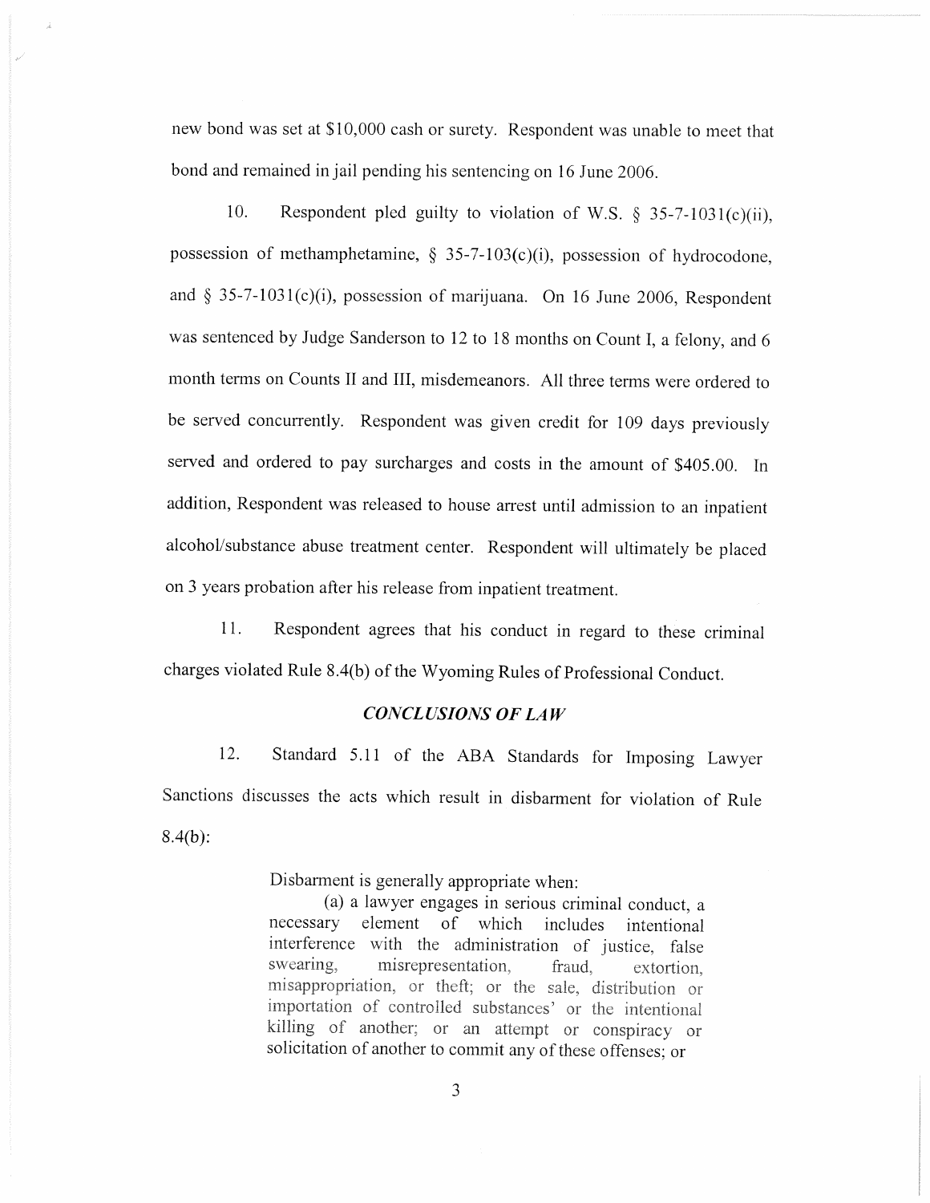new bond was set at $10,000 cash or surety. Respondent was unable to meet that bond and remained in jail pending his sentencing on 16 June 2006.

10. Respondent pled guilty to violation of W.S. § 35-7-1031(c)(ii), possession of methamphetamine, § 35-7-103(c)(i), possession of hydrocodone, and § 35-7-1031(c)(i), possession of marijuana. On 16 June 2006, Respondent was sentenced by Judge Sanderson to 12 to 18 months on Count I, a felony, and 6 month terms on Counts II and III, misdemeanors. All three terms were ordered to be served concurrently. Respondent was given credit for 109 days previously served and ordered to pay surcharges and costs in the amount of $405.00. In addition, Respondent was released to house arrest until admission to an inpatient alcohol/substance abuse treatment center. Respondent will ultimately be placed on 3 years probation after his release from inpatient treatment.

11. Respondent agrees that his conduct in regard to these criminal charges violated Rule 8.4(b) of the Wyoming Rules of Professional Conduct.

## *CONCLUSIONS OF LAW*

12. Standard 5.11 of the ABA Standards for Imposing Lawyer Sanctions discusses the acts which result in disbarment for violation of Rule 8.4(b):

> Disbarment is generally appropriate when:
>
> (a) a lawyer engages in serious criminal conduct, a necessary element of which includes intentional interference with the administration of justice, false swearing, misrepresentation, fraud, extortion, misappropriation, or theft; or the sale, distribution or importation of controlled substances' or the intentional killing of another; or an attempt or conspiracy or solicitation of another to commit any of these offenses; or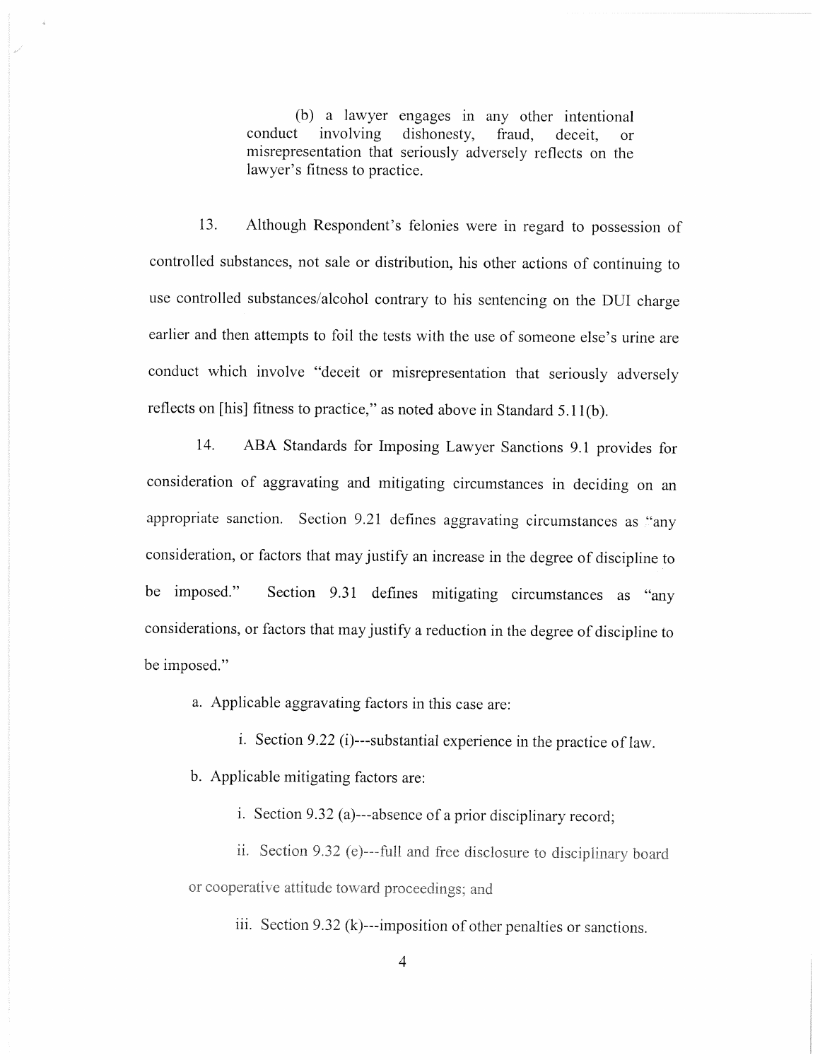(b) a lawyer engages in any other intentional conduct involving dishonesty, fraud, deceit, or misrepresentation that seriously adversely reflects on the lawyer's fitness to practice.

13. Although Respondent's felonies were in regard to possession of controlled substances, not sale or distribution, his other actions of continuing to use controlled substances/alcohol contrary to his sentencing on the DUI charge earlier and then attempts to foil the tests with the use of someone else's urine are conduct which involve "deceit or misrepresentation that seriously adversely reflects on [his] fitness to practice," as noted above in Standard 5.11(b).

14. ABA Standards for Imposing Lawyer Sanctions 9.1 provides for consideration of aggravating and mitigating circumstances in deciding on an appropriate sanction. Section 9.21 defines aggravating circumstances as "any consideration, or factors that may justify an increase in the degree of discipline to be imposed." Section 9.31 defines mitigating circumstances as "any considerations, or factors that may justify a reduction in the degree of discipline to be imposed."

a. Applicable aggravating factors in this case are:

i. Section 9.22 (i)---substantial experience in the practice of law.

b. Applicable mitigating factors are:

i. Section 9.32 (a)---absence of a prior disciplinary record;

ii. Section 9.32 (e)---full and free disclosure to disciplinary board or cooperative attitude toward proceedings; and

iii. Section 9.32 (k)---imposition of other penalties or sanctions.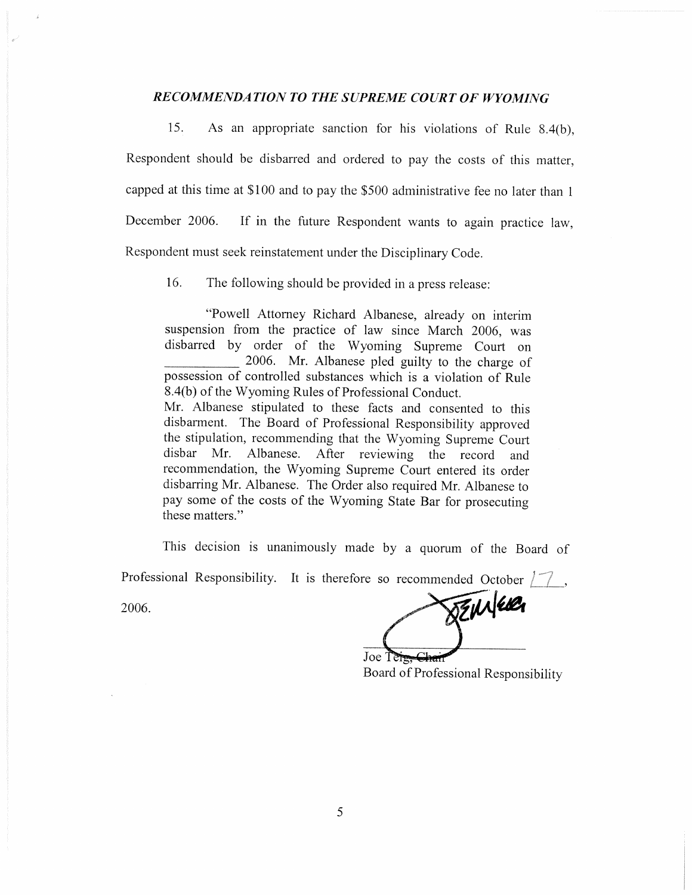### *RECOMMENDATION TO THE SUPREME COURT OF WYOMING*

15. As an appropriate sanction for his violations of Rule 8.4(b), Respondent should be disbarred and ordered to pay the costs of this matter, capped at this time at $100 and to pay the $500 administrative fee no later than 1 December 2006. If in the future Respondent wants to again practice law, Respondent must seek reinstatement under the Disciplinary Code.

16. The following should be provided in a press release:

> "Powell Attorney Richard Albanese, already on interim suspension from the practice of law since March 2006, was disbarred by order of the Wyoming Supreme Court on ____________ 2006. Mr. Albanese pled guilty to the charge of possession of controlled substances which is a violation of Rule 8.4(b) of the Wyoming Rules of Professional Conduct.
> Mr. Albanese stipulated to these facts and consented to this disbarment. The Board of Professional Responsibility approved the stipulation, recommending that the Wyoming Supreme Court disbar Mr. Albanese. After reviewing the record and recommendation, the Wyoming Supreme Court entered its order disbarring Mr. Albanese. The Order also required Mr. Albanese to pay some of the costs of the Wyoming State Bar for prosecuting these matters."

This decision is unanimously made by a quorum of the Board of Professional Responsibility. It is therefore so recommended October 17, 2006.

Joe Teig, Chair
Board of Professional Responsibility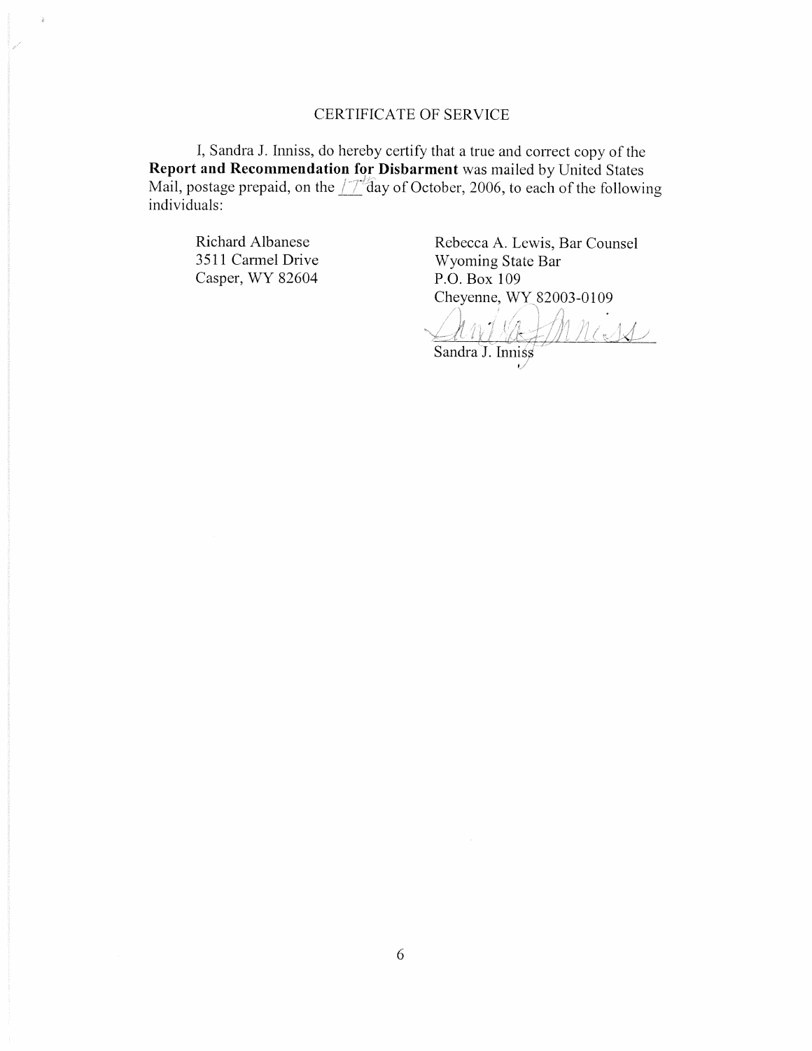# CERTIFICATE OF SERVICE

I, Sandra J. Inniss, do hereby certify that a true and correct copy of the **Report and Recommendation for Disbarment** was mailed by United States Mail, postage prepaid, on the 17th day of October, 2006, to each of the following individuals:

Richard Albanese
3511 Carmel Drive
Casper, WY 82604

Rebecca A. Lewis, Bar Counsel
Wyoming State Bar
P.O. Box 109
Cheyenne, WY 82003-0109

Sandra J. Inniss